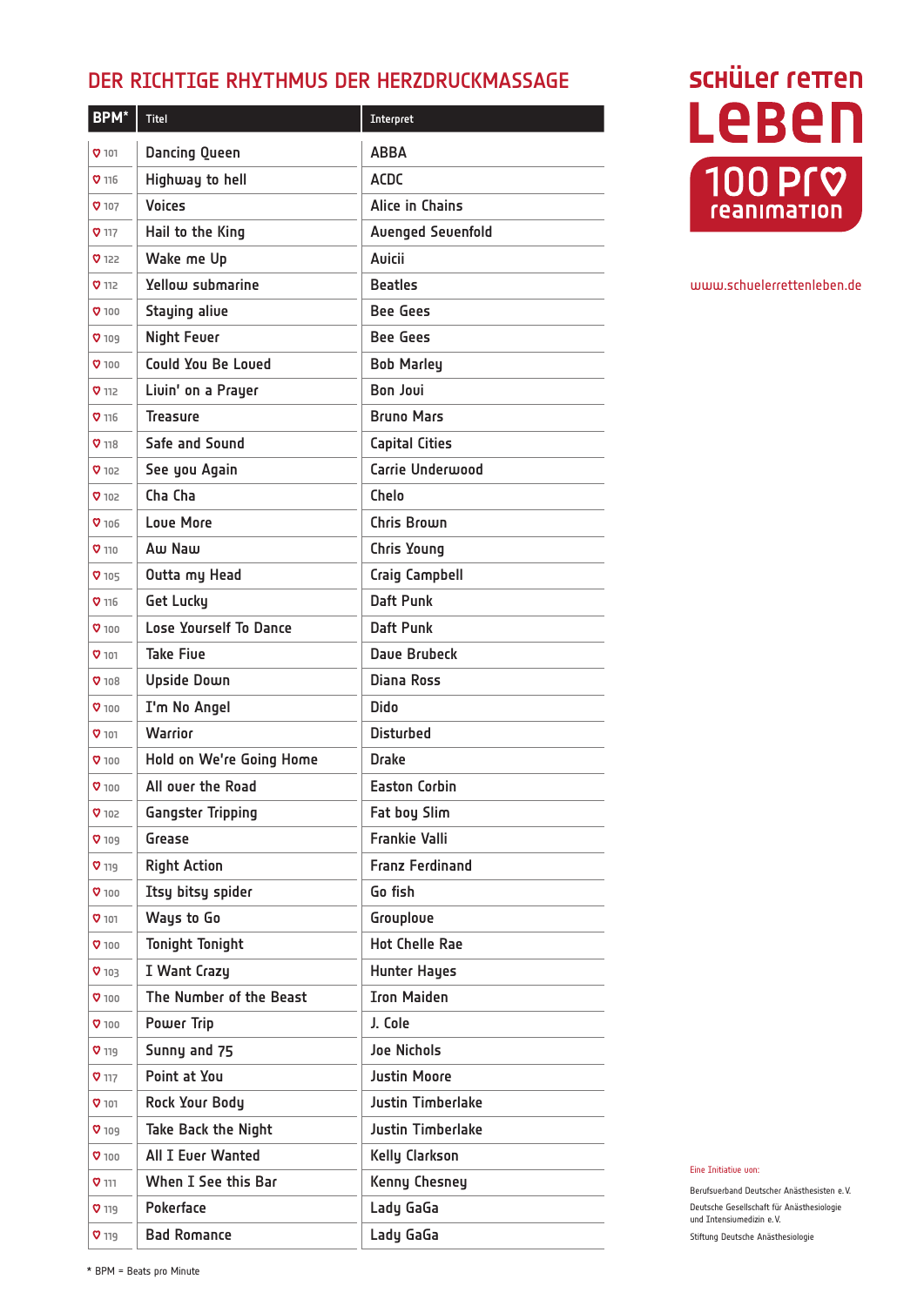## DER RICHTIGE RHYTHMUS DER HERZDRUCKMASSAGE

| BPM* | Titel | Interpret |
|---|---|---|
| 101 | Dancing Queen | ABBA |
| 116 | Highway to hell | ACDC |
| 107 | Voices | Alice in Chains |
| 117 | Hail to the King | Avenged Sevenfold |
| 122 | Wake me Up | Avicii |
| 112 | Yellow submarine | Beatles |
| 100 | Staying alive | Bee Gees |
| 109 | Night Fever | Bee Gees |
| 100 | Could You Be Loved | Bob Marley |
| 112 | Livin' on a Prayer | Bon Jovi |
| 116 | Treasure | Bruno Mars |
| 118 | Safe and Sound | Capital Cities |
| 102 | See you Again | Carrie Underwood |
| 102 | Cha Cha | Chelo |
| 106 | Love More | Chris Brown |
| 110 | Aw Naw | Chris Young |
| 105 | Outta my Head | Craig Campbell |
| 116 | Get Lucky | Daft Punk |
| 100 | Lose Yourself To Dance | Daft Punk |
| 101 | Take Five | Dave Brubeck |
| 108 | Upside Down | Diana Ross |
| 100 | I'm No Angel | Dido |
| 101 | Warrior | Disturbed |
| 100 | Hold on We're Going Home | Drake |
| 100 | All over the Road | Easton Corbin |
| 102 | Gangster Tripping | Fat boy Slim |
| 109 | Grease | Frankie Valli |
| 119 | Right Action | Franz Ferdinand |
| 100 | Itsy bitsy spider | Go fish |
| 101 | Ways to Go | Grouplove |
| 100 | Tonight Tonight | Hot Chelle Rae |
| 103 | I Want Crazy | Hunter Hayes |
| 100 | The Number of the Beast | Iron Maiden |
| 100 | Power Trip | J. Cole |
| 119 | Sunny and 75 | Joe Nichols |
| 117 | Point at You | Justin Moore |
| 101 | Rock Your Body | Justin Timberlake |
| 109 | Take Back the Night | Justin Timberlake |
| 100 | All I Ever Wanted | Kelly Clarkson |
| 111 | When I See this Bar | Kenny Chesney |
| 119 | Pokerface | Lady GaGa |
| 119 | Bad Romance | Lady GaGa |

\* BPM = Beats pro Minute

**Schüler retten Leben**
**100 Pro Reanimation**

www.schuelerrettenleben.de

Eine Initiative von:

Berufsverband Deutscher Anästhesisten e.V.

Deutsche Gesellschaft für Anästhesiologie und Intensivmedizin e.V.

Stiftung Deutsche Anästhesiologie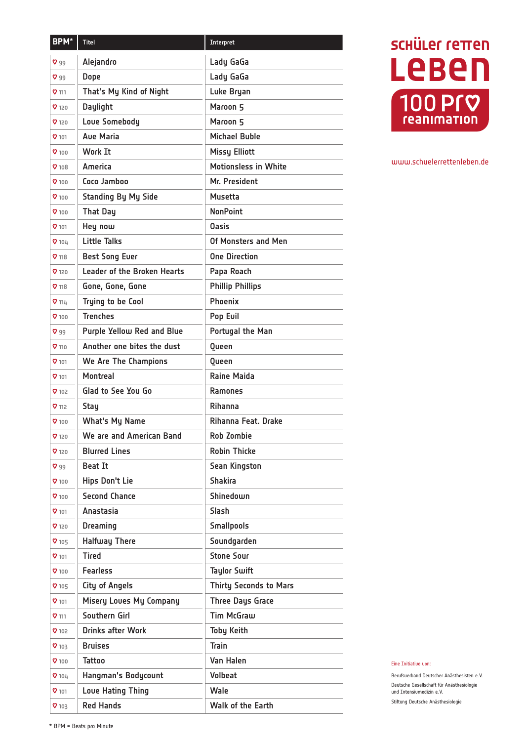| BPM* | Titel | Interpret |
|---|---|---|
| 99 | Alejandro | Lady GaGa |
| 99 | Dope | Lady GaGa |
| 111 | That's My Kind of Night | Luke Bryan |
| 120 | Daylight | Maroon 5 |
| 120 | Love Somebody | Maroon 5 |
| 101 | Ave Maria | Michael Buble |
| 100 | Work It | Missy Elliott |
| 108 | America | Motionless in White |
| 100 | Coco Jamboo | Mr. President |
| 100 | Standing By My Side | Musetta |
| 100 | That Day | NonPoint |
| 101 | Hey now | Oasis |
| 104 | Little Talks | Of Monsters and Men |
| 118 | Best Song Ever | One Direction |
| 120 | Leader of the Broken Hearts | Papa Roach |
| 118 | Gone, Gone, Gone | Phillip Phillips |
| 114 | Trying to be Cool | Phoenix |
| 100 | Trenches | Pop Evil |
| 99 | Purple Yellow Red and Blue | Portugal the Man |
| 110 | Another one bites the dust | Queen |
| 101 | We Are The Champions | Queen |
| 101 | Montreal | Raine Maida |
| 102 | Glad to See You Go | Ramones |
| 112 | Stay | Rihanna |
| 100 | What's My Name | Rihanna Feat. Drake |
| 120 | We are and American Band | Rob Zombie |
| 120 | Blurred Lines | Robin Thicke |
| 99 | Beat It | Sean Kingston |
| 100 | Hips Don't Lie | Shakira |
| 100 | Second Chance | Shinedown |
| 101 | Anastasia | Slash |
| 120 | Dreaming | Smallpools |
| 105 | Halfway There | Soundgarden |
| 101 | Tired | Stone Sour |
| 100 | Fearless | Taylor Swift |
| 105 | City of Angels | Thirty Seconds to Mars |
| 101 | Misery Loves My Company | Three Days Grace |
| 111 | Southern Girl | Tim McGraw |
| 102 | Drinks after Work | Toby Keith |
| 103 | Bruises | Train |
| 100 | Tattoo | Van Halen |
| 104 | Hangman's Bodycount | Volbeat |
| 101 | Love Hating Thing | Wale |
| 103 | Red Hands | Walk of the Earth |

\* BPM = Beats pro Minute

schüler retten
Leben
100 Pro
reanimation

www.schuelerrettenleben.de

Eine Initiative von:

Berufsverband Deutscher Anästhesisten e.V.

Deutsche Gesellschaft für Anästhesiologie und Intensivmedizin e.V.

Stiftung Deutsche Anästhesiologie